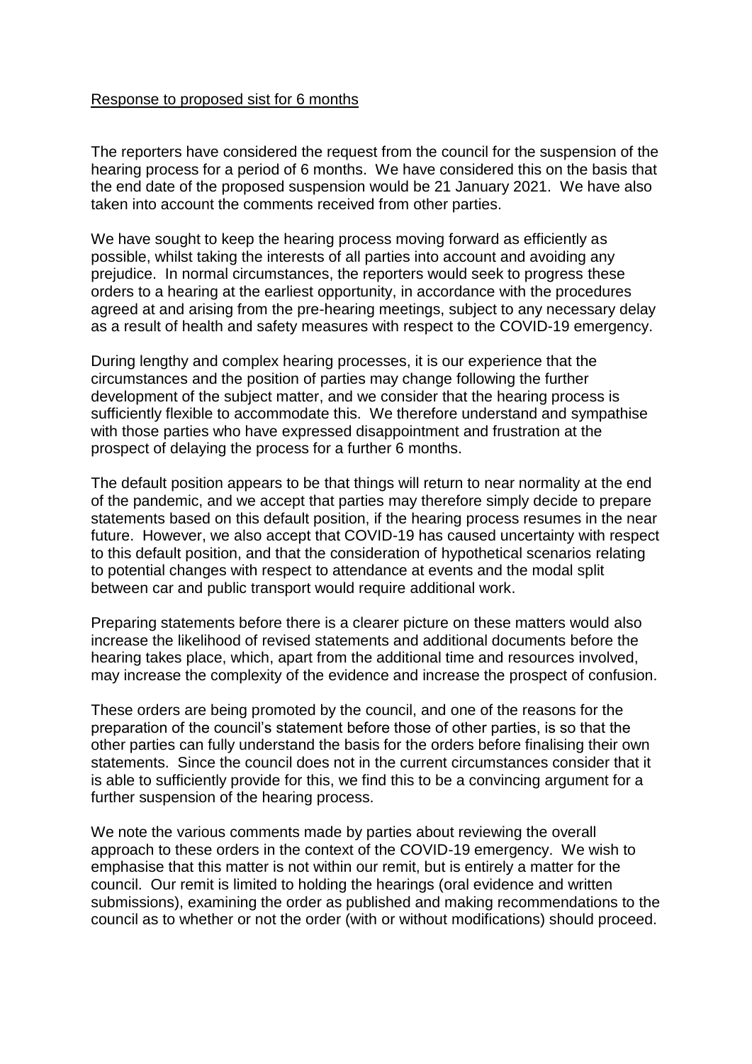Response to proposed sist for 6 months

The reporters have considered the request from the council for the suspension of the hearing process for a period of 6 months. We have considered this on the basis that the end date of the proposed suspension would be 21 January 2021. We have also taken into account the comments received from other parties.

We have sought to keep the hearing process moving forward as efficiently as possible, whilst taking the interests of all parties into account and avoiding any prejudice. In normal circumstances, the reporters would seek to progress these orders to a hearing at the earliest opportunity, in accordance with the procedures agreed at and arising from the pre-hearing meetings, subject to any necessary delay as a result of health and safety measures with respect to the COVID-19 emergency.

During lengthy and complex hearing processes, it is our experience that the circumstances and the position of parties may change following the further development of the subject matter, and we consider that the hearing process is sufficiently flexible to accommodate this. We therefore understand and sympathise with those parties who have expressed disappointment and frustration at the prospect of delaying the process for a further 6 months.

The default position appears to be that things will return to near normality at the end of the pandemic, and we accept that parties may therefore simply decide to prepare statements based on this default position, if the hearing process resumes in the near future. However, we also accept that COVID-19 has caused uncertainty with respect to this default position, and that the consideration of hypothetical scenarios relating to potential changes with respect to attendance at events and the modal split between car and public transport would require additional work.

Preparing statements before there is a clearer picture on these matters would also increase the likelihood of revised statements and additional documents before the hearing takes place, which, apart from the additional time and resources involved, may increase the complexity of the evidence and increase the prospect of confusion.

These orders are being promoted by the council, and one of the reasons for the preparation of the council's statement before those of other parties, is so that the other parties can fully understand the basis for the orders before finalising their own statements. Since the council does not in the current circumstances consider that it is able to sufficiently provide for this, we find this to be a convincing argument for a further suspension of the hearing process.

We note the various comments made by parties about reviewing the overall approach to these orders in the context of the COVID-19 emergency. We wish to emphasise that this matter is not within our remit, but is entirely a matter for the council. Our remit is limited to holding the hearings (oral evidence and written submissions), examining the order as published and making recommendations to the council as to whether or not the order (with or without modifications) should proceed.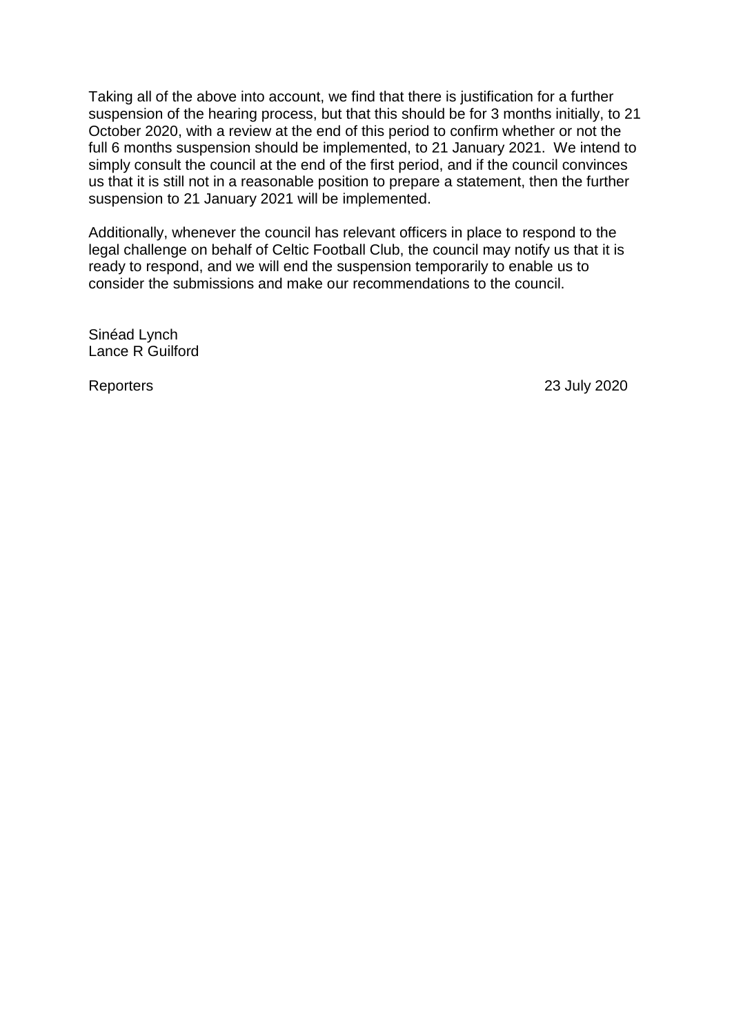Taking all of the above into account, we find that there is justification for a further suspension of the hearing process, but that this should be for 3 months initially, to 21 October 2020, with a review at the end of this period to confirm whether or not the full 6 months suspension should be implemented, to 21 January 2021. We intend to simply consult the council at the end of the first period, and if the council convinces us that it is still not in a reasonable position to prepare a statement, then the further suspension to 21 January 2021 will be implemented.

Additionally, whenever the council has relevant officers in place to respond to the legal challenge on behalf of Celtic Football Club, the council may notify us that it is ready to respond, and we will end the suspension temporarily to enable us to consider the submissions and make our recommendations to the council.

Sinéad Lynch
Lance R Guilford

Reporters 23 July 2020